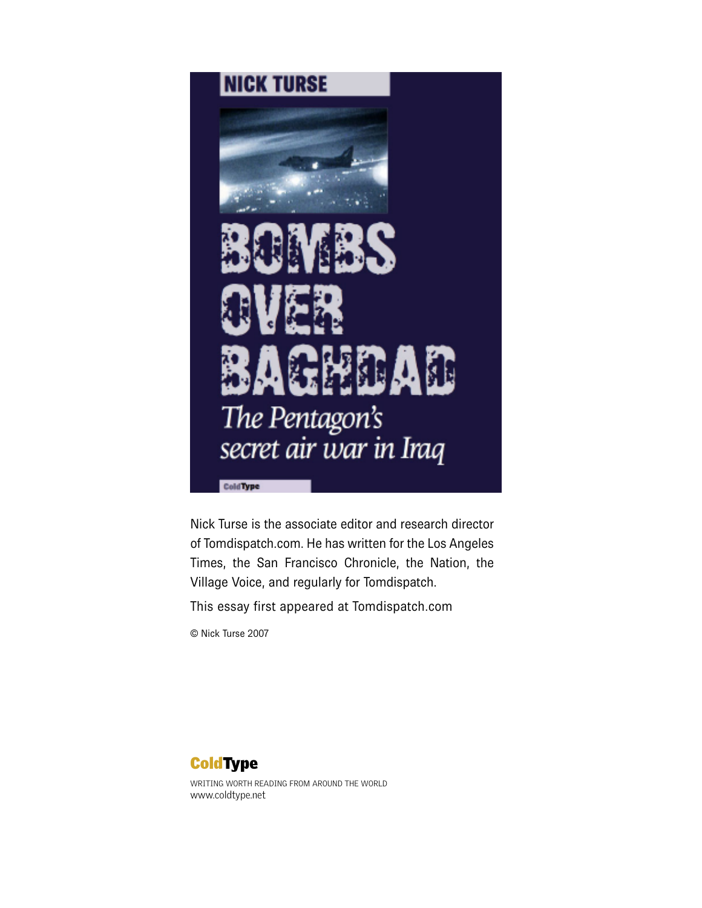NICK TURSE

# BOMBS OVER BAGHDAD

*The Pentagon's secret air war in Iraq*

ColdType

Nick Turse is the associate editor and research director of Tomdispatch.com. He has written for the Los Angeles Times, the San Francisco Chronicle, the Nation, the Village Voice, and regularly for Tomdispatch.

This essay first appeared at Tomdispatch.com

© Nick Turse 2007

**ColdType**

WRITING WORTH READING FROM AROUND THE WORLD
www.coldtype.net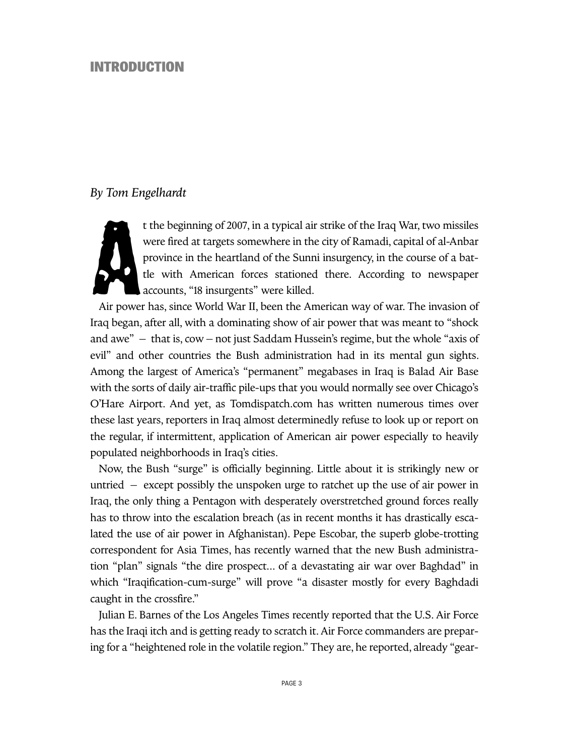# INTRODUCTION

*By Tom Engelhardt*

At the beginning of 2007, in a typical air strike of the Iraq War, two missiles were fired at targets somewhere in the city of Ramadi, capital of al-Anbar province in the heartland of the Sunni insurgency, in the course of a battle with American forces stationed there. According to newspaper accounts, "18 insurgents" were killed.

Air power has, since World War II, been the American way of war. The invasion of Iraq began, after all, with a dominating show of air power that was meant to "shock and awe" – that is, cow – not just Saddam Hussein's regime, but the whole "axis of evil" and other countries the Bush administration had in its mental gun sights. Among the largest of America's "permanent" megabases in Iraq is Balad Air Base with the sorts of daily air-traffic pile-ups that you would normally see over Chicago's O'Hare Airport. And yet, as Tomdispatch.com has written numerous times over these last years, reporters in Iraq almost determinedly refuse to look up or report on the regular, if intermittent, application of American air power especially to heavily populated neighborhoods in Iraq's cities.

Now, the Bush "surge" is officially beginning. Little about it is strikingly new or untried – except possibly the unspoken urge to ratchet up the use of air power in Iraq, the only thing a Pentagon with desperately overstretched ground forces really has to throw into the escalation breach (as in recent months it has drastically escalated the use of air power in Afghanistan). Pepe Escobar, the superb globe-trotting correspondent for Asia Times, has recently warned that the new Bush administration "plan" signals "the dire prospect… of a devastating air war over Baghdad" in which "Iraqification-cum-surge" will prove "a disaster mostly for every Baghdadi caught in the crossfire."

Julian E. Barnes of the Los Angeles Times recently reported that the U.S. Air Force has the Iraqi itch and is getting ready to scratch it. Air Force commanders are preparing for a "heightened role in the volatile region." They are, he reported, already "gear-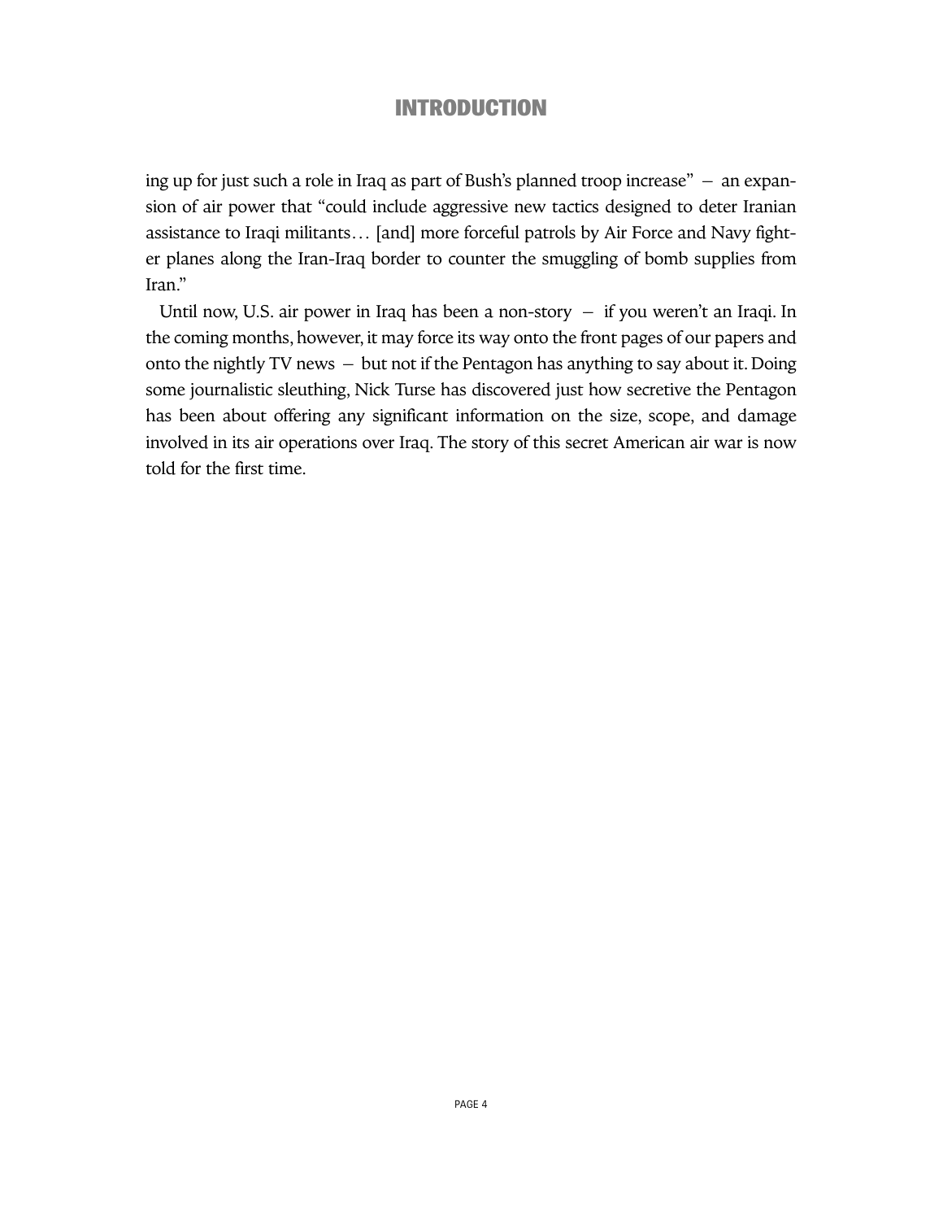ing up for just such a role in Iraq as part of Bush's planned troop increase" — an expansion of air power that "could include aggressive new tactics designed to deter Iranian assistance to Iraqi militants… [and] more forceful patrols by Air Force and Navy fighter planes along the Iran-Iraq border to counter the smuggling of bomb supplies from Iran."

Until now, U.S. air power in Iraq has been a non-story — if you weren't an Iraqi. In the coming months, however, it may force its way onto the front pages of our papers and onto the nightly TV news — but not if the Pentagon has anything to say about it. Doing some journalistic sleuthing, Nick Turse has discovered just how secretive the Pentagon has been about offering any significant information on the size, scope, and damage involved in its air operations over Iraq. The story of this secret American air war is now told for the first time.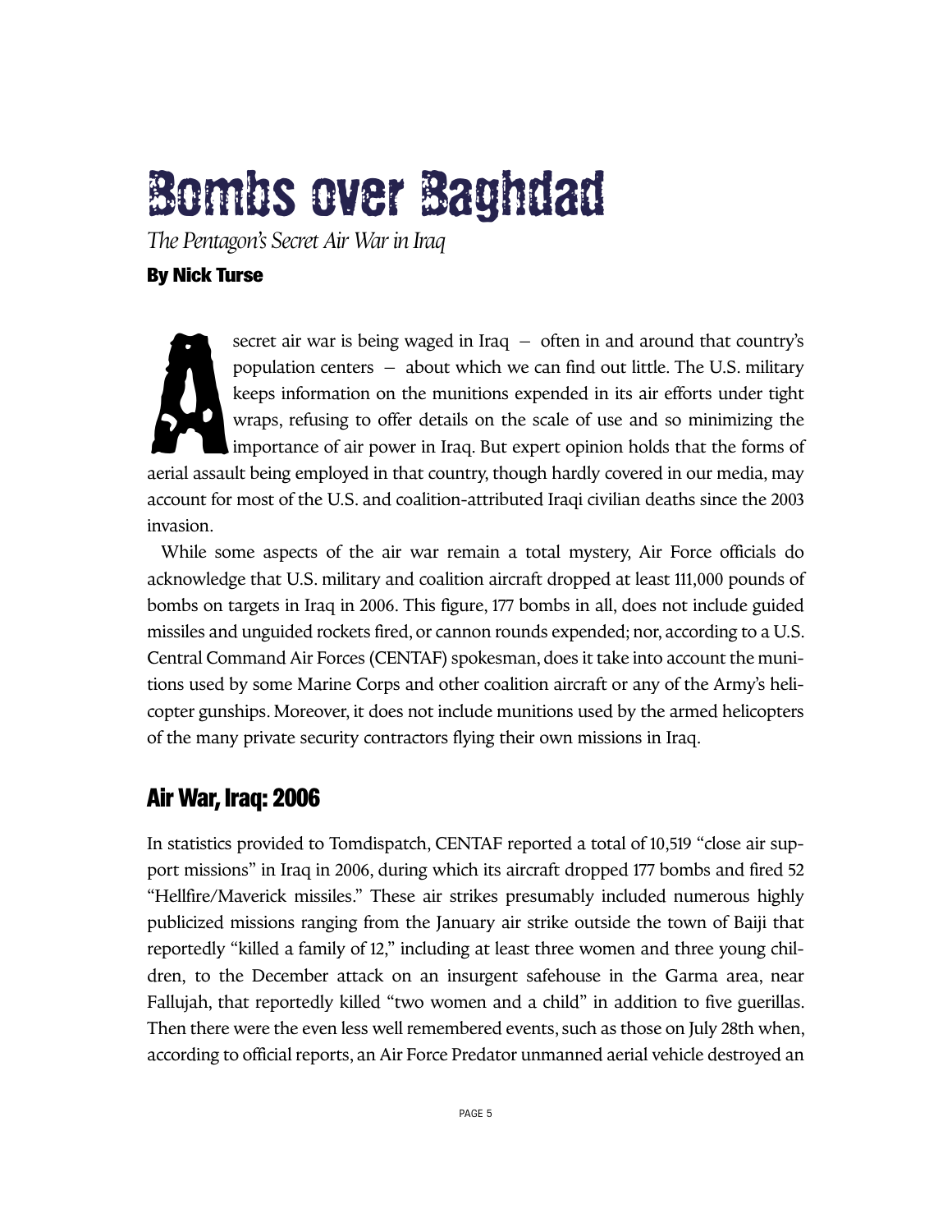# Bombs over Baghdad

*The Pentagon's Secret Air War in Iraq*

**By Nick Turse**

A secret air war is being waged in Iraq – often in and around that country's population centers – about which we can find out little. The U.S. military keeps information on the munitions expended in its air efforts under tight wraps, refusing to offer details on the scale of use and so minimizing the importance of air power in Iraq. But expert opinion holds that the forms of aerial assault being employed in that country, though hardly covered in our media, may account for most of the U.S. and coalition-attributed Iraqi civilian deaths since the 2003 invasion.

While some aspects of the air war remain a total mystery, Air Force officials do acknowledge that U.S. military and coalition aircraft dropped at least 111,000 pounds of bombs on targets in Iraq in 2006. This figure, 177 bombs in all, does not include guided missiles and unguided rockets fired, or cannon rounds expended; nor, according to a U.S. Central Command Air Forces (CENTAF) spokesman, does it take into account the munitions used by some Marine Corps and other coalition aircraft or any of the Army's helicopter gunships. Moreover, it does not include munitions used by the armed helicopters of the many private security contractors flying their own missions in Iraq.

## Air War, Iraq: 2006

In statistics provided to Tomdispatch, CENTAF reported a total of 10,519 "close air support missions" in Iraq in 2006, during which its aircraft dropped 177 bombs and fired 52 "Hellfire/Maverick missiles." These air strikes presumably included numerous highly publicized missions ranging from the January air strike outside the town of Baiji that reportedly "killed a family of 12," including at least three women and three young children, to the December attack on an insurgent safehouse in the Garma area, near Fallujah, that reportedly killed "two women and a child" in addition to five guerillas. Then there were the even less well remembered events, such as those on July 28th when, according to official reports, an Air Force Predator unmanned aerial vehicle destroyed an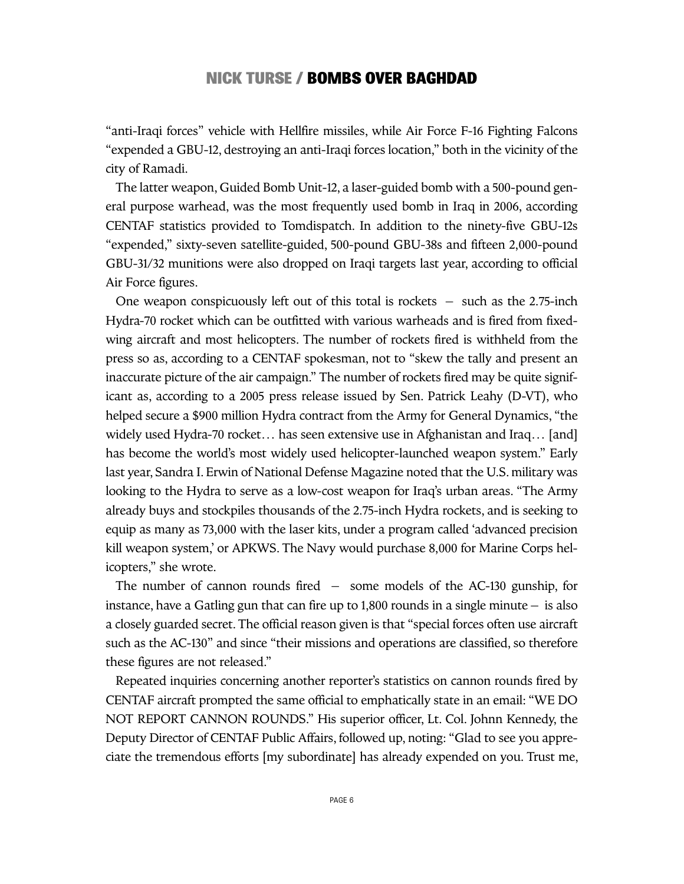"anti-Iraqi forces" vehicle with Hellfire missiles, while Air Force F-16 Fighting Falcons "expended a GBU-12, destroying an anti-Iraqi forces location," both in the vicinity of the city of Ramadi.

The latter weapon, Guided Bomb Unit-12, a laser-guided bomb with a 500-pound general purpose warhead, was the most frequently used bomb in Iraq in 2006, according CENTAF statistics provided to Tomdispatch. In addition to the ninety-five GBU-12s "expended," sixty-seven satellite-guided, 500-pound GBU-38s and fifteen 2,000-pound GBU-31/32 munitions were also dropped on Iraqi targets last year, according to official Air Force figures.

One weapon conspicuously left out of this total is rockets – such as the 2.75-inch Hydra-70 rocket which can be outfitted with various warheads and is fired from fixed-wing aircraft and most helicopters. The number of rockets fired is withheld from the press so as, according to a CENTAF spokesman, not to "skew the tally and present an inaccurate picture of the air campaign." The number of rockets fired may be quite significant as, according to a 2005 press release issued by Sen. Patrick Leahy (D-VT), who helped secure a $900 million Hydra contract from the Army for General Dynamics, "the widely used Hydra-70 rocket… has seen extensive use in Afghanistan and Iraq… [and] has become the world's most widely used helicopter-launched weapon system." Early last year, Sandra I. Erwin of National Defense Magazine noted that the U.S. military was looking to the Hydra to serve as a low-cost weapon for Iraq's urban areas. "The Army already buys and stockpiles thousands of the 2.75-inch Hydra rockets, and is seeking to equip as many as 73,000 with the laser kits, under a program called 'advanced precision kill weapon system,' or APKWS. The Navy would purchase 8,000 for Marine Corps helicopters," she wrote.

The number of cannon rounds fired – some models of the AC-130 gunship, for instance, have a Gatling gun that can fire up to 1,800 rounds in a single minute – is also a closely guarded secret. The official reason given is that "special forces often use aircraft such as the AC-130" and since "their missions and operations are classified, so therefore these figures are not released."

Repeated inquiries concerning another reporter's statistics on cannon rounds fired by CENTAF aircraft prompted the same official to emphatically state in an email: "WE DO NOT REPORT CANNON ROUNDS." His superior officer, Lt. Col. Johnn Kennedy, the Deputy Director of CENTAF Public Affairs, followed up, noting: "Glad to see you appreciate the tremendous efforts [my subordinate] has already expended on you. Trust me,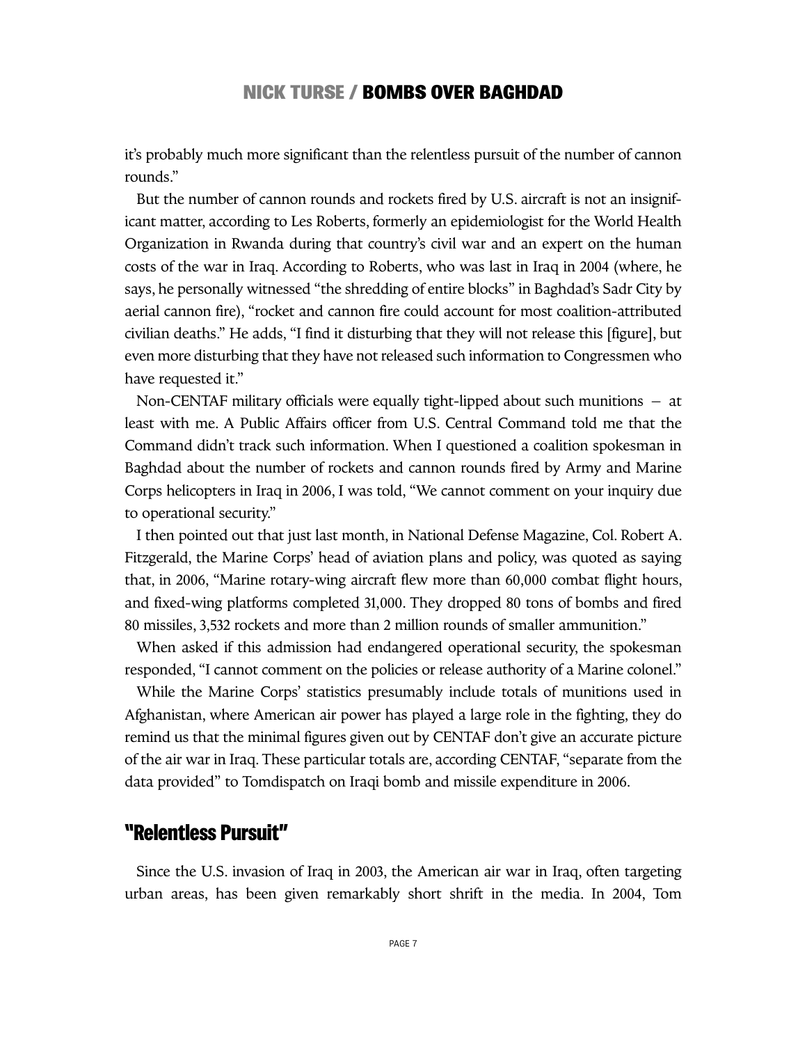it's probably much more significant than the relentless pursuit of the number of cannon rounds."

But the number of cannon rounds and rockets fired by U.S. aircraft is not an insignificant matter, according to Les Roberts, formerly an epidemiologist for the World Health Organization in Rwanda during that country's civil war and an expert on the human costs of the war in Iraq. According to Roberts, who was last in Iraq in 2004 (where, he says, he personally witnessed "the shredding of entire blocks" in Baghdad's Sadr City by aerial cannon fire), "rocket and cannon fire could account for most coalition-attributed civilian deaths." He adds, "I find it disturbing that they will not release this [figure], but even more disturbing that they have not released such information to Congressmen who have requested it."

Non-CENTAF military officials were equally tight-lipped about such munitions – at least with me. A Public Affairs officer from U.S. Central Command told me that the Command didn't track such information. When I questioned a coalition spokesman in Baghdad about the number of rockets and cannon rounds fired by Army and Marine Corps helicopters in Iraq in 2006, I was told, "We cannot comment on your inquiry due to operational security."

I then pointed out that just last month, in National Defense Magazine, Col. Robert A. Fitzgerald, the Marine Corps' head of aviation plans and policy, was quoted as saying that, in 2006, "Marine rotary-wing aircraft flew more than 60,000 combat flight hours, and fixed-wing platforms completed 31,000. They dropped 80 tons of bombs and fired 80 missiles, 3,532 rockets and more than 2 million rounds of smaller ammunition."

When asked if this admission had endangered operational security, the spokesman responded, "I cannot comment on the policies or release authority of a Marine colonel."

While the Marine Corps' statistics presumably include totals of munitions used in Afghanistan, where American air power has played a large role in the fighting, they do remind us that the minimal figures given out by CENTAF don't give an accurate picture of the air war in Iraq. These particular totals are, according CENTAF, "separate from the data provided" to Tomdispatch on Iraqi bomb and missile expenditure in 2006.

## "Relentless Pursuit"

Since the U.S. invasion of Iraq in 2003, the American air war in Iraq, often targeting urban areas, has been given remarkably short shrift in the media. In 2004, Tom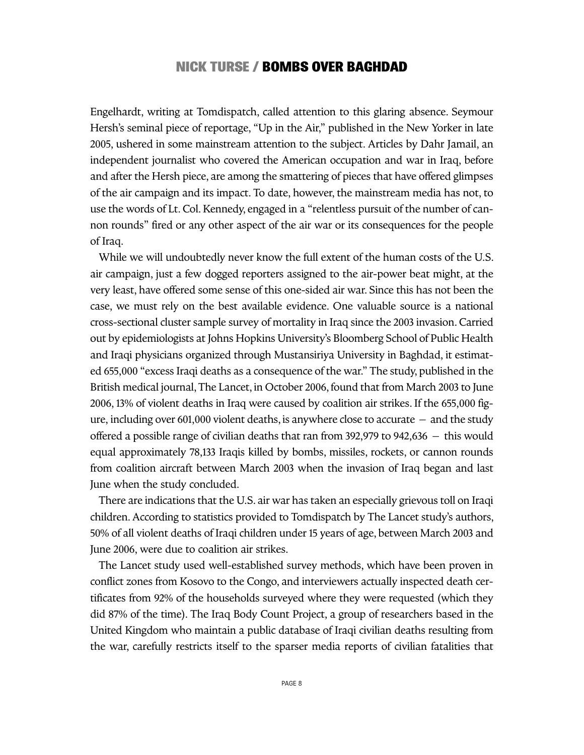Engelhardt, writing at Tomdispatch, called attention to this glaring absence. Seymour Hersh's seminal piece of reportage, "Up in the Air," published in the New Yorker in late 2005, ushered in some mainstream attention to the subject. Articles by Dahr Jamail, an independent journalist who covered the American occupation and war in Iraq, before and after the Hersh piece, are among the smattering of pieces that have offered glimpses of the air campaign and its impact. To date, however, the mainstream media has not, to use the words of Lt. Col. Kennedy, engaged in a "relentless pursuit of the number of cannon rounds" fired or any other aspect of the air war or its consequences for the people of Iraq.

While we will undoubtedly never know the full extent of the human costs of the U.S. air campaign, just a few dogged reporters assigned to the air-power beat might, at the very least, have offered some sense of this one-sided air war. Since this has not been the case, we must rely on the best available evidence. One valuable source is a national cross-sectional cluster sample survey of mortality in Iraq since the 2003 invasion. Carried out by epidemiologists at Johns Hopkins University's Bloomberg School of Public Health and Iraqi physicians organized through Mustansiriya University in Baghdad, it estimated 655,000 "excess Iraqi deaths as a consequence of the war." The study, published in the British medical journal, The Lancet, in October 2006, found that from March 2003 to June 2006, 13% of violent deaths in Iraq were caused by coalition air strikes. If the 655,000 figure, including over 601,000 violent deaths, is anywhere close to accurate – and the study offered a possible range of civilian deaths that ran from 392,979 to 942,636 – this would equal approximately 78,133 Iraqis killed by bombs, missiles, rockets, or cannon rounds from coalition aircraft between March 2003 when the invasion of Iraq began and last June when the study concluded.

There are indications that the U.S. air war has taken an especially grievous toll on Iraqi children. According to statistics provided to Tomdispatch by The Lancet study's authors, 50% of all violent deaths of Iraqi children under 15 years of age, between March 2003 and June 2006, were due to coalition air strikes.

The Lancet study used well-established survey methods, which have been proven in conflict zones from Kosovo to the Congo, and interviewers actually inspected death certificates from 92% of the households surveyed where they were requested (which they did 87% of the time). The Iraq Body Count Project, a group of researchers based in the United Kingdom who maintain a public database of Iraqi civilian deaths resulting from the war, carefully restricts itself to the sparser media reports of civilian fatalities that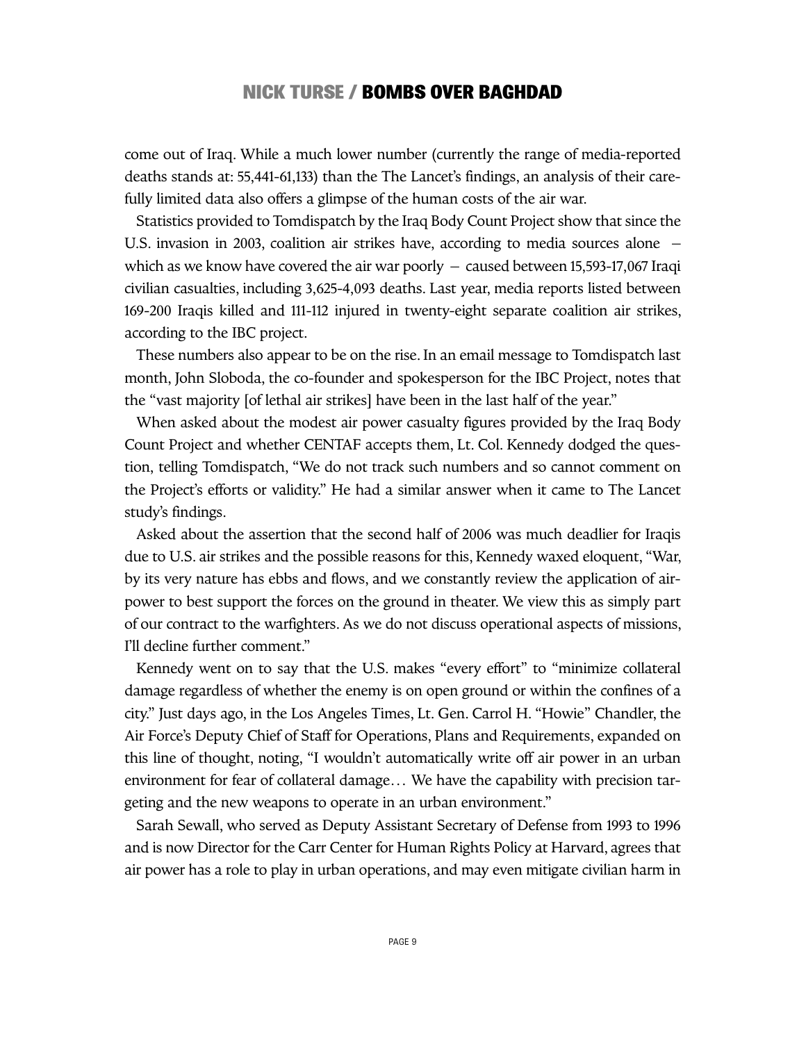come out of Iraq. While a much lower number (currently the range of media-reported deaths stands at: 55,441-61,133) than the The Lancet's findings, an analysis of their carefully limited data also offers a glimpse of the human costs of the air war.

Statistics provided to Tomdispatch by the Iraq Body Count Project show that since the U.S. invasion in 2003, coalition air strikes have, according to media sources alone — which as we know have covered the air war poorly — caused between 15,593-17,067 Iraqi civilian casualties, including 3,625-4,093 deaths. Last year, media reports listed between 169-200 Iraqis killed and 111-112 injured in twenty-eight separate coalition air strikes, according to the IBC project.

These numbers also appear to be on the rise. In an email message to Tomdispatch last month, John Sloboda, the co-founder and spokesperson for the IBC Project, notes that the "vast majority [of lethal air strikes] have been in the last half of the year."

When asked about the modest air power casualty figures provided by the Iraq Body Count Project and whether CENTAF accepts them, Lt. Col. Kennedy dodged the question, telling Tomdispatch, "We do not track such numbers and so cannot comment on the Project's efforts or validity." He had a similar answer when it came to The Lancet study's findings.

Asked about the assertion that the second half of 2006 was much deadlier for Iraqis due to U.S. air strikes and the possible reasons for this, Kennedy waxed eloquent, "War, by its very nature has ebbs and flows, and we constantly review the application of airpower to best support the forces on the ground in theater. We view this as simply part of our contract to the warfighters. As we do not discuss operational aspects of missions, I'll decline further comment."

Kennedy went on to say that the U.S. makes "every effort" to "minimize collateral damage regardless of whether the enemy is on open ground or within the confines of a city." Just days ago, in the Los Angeles Times, Lt. Gen. Carrol H. "Howie" Chandler, the Air Force's Deputy Chief of Staff for Operations, Plans and Requirements, expanded on this line of thought, noting, "I wouldn't automatically write off air power in an urban environment for fear of collateral damage… We have the capability with precision targeting and the new weapons to operate in an urban environment."

Sarah Sewall, who served as Deputy Assistant Secretary of Defense from 1993 to 1996 and is now Director for the Carr Center for Human Rights Policy at Harvard, agrees that air power has a role to play in urban operations, and may even mitigate civilian harm in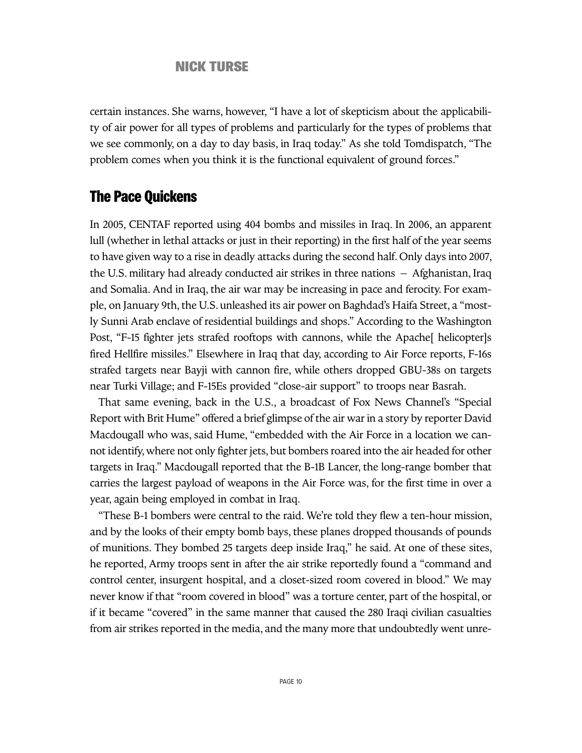certain instances. She warns, however, "I have a lot of skepticism about the applicability of air power for all types of problems and particularly for the types of problems that we see commonly, on a day to day basis, in Iraq today." As she told Tomdispatch, "The problem comes when you think it is the functional equivalent of ground forces."

## The Pace Quickens

In 2005, CENTAF reported using 404 bombs and missiles in Iraq. In 2006, an apparent lull (whether in lethal attacks or just in their reporting) in the first half of the year seems to have given way to a rise in deadly attacks during the second half. Only days into 2007, the U.S. military had already conducted air strikes in three nations – Afghanistan, Iraq and Somalia. And in Iraq, the air war may be increasing in pace and ferocity. For example, on January 9th, the U.S. unleashed its air power on Baghdad's Haifa Street, a "mostly Sunni Arab enclave of residential buildings and shops." According to the Washington Post, "F-15 fighter jets strafed rooftops with cannons, while the Apache[ helicopter]s fired Hellfire missiles." Elsewhere in Iraq that day, according to Air Force reports, F-16s strafed targets near Bayji with cannon fire, while others dropped GBU-38s on targets near Turki Village; and F-15Es provided "close-air support" to troops near Basrah.

That same evening, back in the U.S., a broadcast of Fox News Channel's "Special Report with Brit Hume" offered a brief glimpse of the air war in a story by reporter David Macdougall who was, said Hume, "embedded with the Air Force in a location we cannot identify, where not only fighter jets, but bombers roared into the air headed for other targets in Iraq." Macdougall reported that the B-1B Lancer, the long-range bomber that carries the largest payload of weapons in the Air Force was, for the first time in over a year, again being employed in combat in Iraq.

"These B-1 bombers were central to the raid. We're told they flew a ten-hour mission, and by the looks of their empty bomb bays, these planes dropped thousands of pounds of munitions. They bombed 25 targets deep inside Iraq," he said. At one of these sites, he reported, Army troops sent in after the air strike reportedly found a "command and control center, insurgent hospital, and a closet-sized room covered in blood." We may never know if that "room covered in blood" was a torture center, part of the hospital, or if it became "covered" in the same manner that caused the 280 Iraqi civilian casualties from air strikes reported in the media, and the many more that undoubtedly went unre-